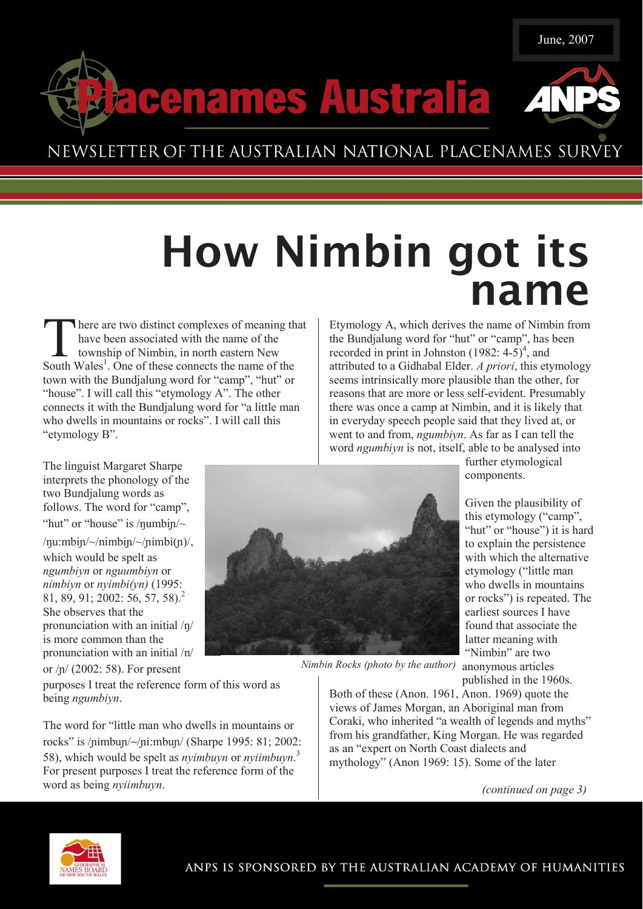June, 2007

# Placenames Australia

NEWSLETTER OF THE AUSTRALIAN NATIONAL PLACENAMES SURVEY

# How Nimbin got its name

There are two distinct complexes of meaning that have been associated with the name of the township of Nimbin, in north eastern New South Wales[1]. One of these connects the name of the town with the Bundjalung word for "camp", "hut" or "house". I will call this "etymology A". The other connects it with the Bundjalung word for "a little man who dwells in mountains or rocks". I will call this "etymology B".

The linguist Margaret Sharpe interprets the phonology of the two Bundjalung words as follows. The word for "camp", "hut" or "house" is /ŋumbiɲ/~/ŋu:mbiɲ/~/nimbiɲ/~/ɲimbi(ɲ)/, which would be spelt as *ngumbiyn* or *nguumbiyn* or *nimbiyn* or *nyimbi(yn)* (1995: 81, 89, 91; 2002: 56, 57, 58).[2] She observes that the pronunciation with an initial /ŋ/ is more common than the pronunciation with an initial /n/ or /ɲ/ (2002: 58). For present purposes I treat the reference form of this word as being *ngumbiyn*.

The word for "little man who dwells in mountains or rocks" is /ɲimbuɲ/~/ɲi:mbuɲ/ (Sharpe 1995: 81; 2002: 58), which would be spelt as *nyimbuyn* or *nyiimbuyn*.[3] For present purposes I treat the reference form of the word as being *nyiimbuyn*.

Nimbin Rocks (photo by the author)

Etymology A, which derives the name of Nimbin from the Bundjalung word for "hut" or "camp", has been recorded in print in Johnston (1982: 4-5)[4], and attributed to a Gidhabal Elder. *A priori*, this etymology seems intrinsically more plausible than the other, for reasons that are more or less self-evident. Presumably there was once a camp at Nimbin, and it is likely that in everyday speech people said that they lived at, or went to and from, *ngumbiyn*. As far as I can tell the word *ngumbiyn* is not, itself, able to be analysed into further etymological components.

Given the plausibility of this etymology ("camp", "hut" or "house") it is hard to explain the persistence with which the alternative etymology ("little man who dwells in mountains or rocks") is repeated. The earliest sources I have found that associate the latter meaning with "Nimbin" are two anonymous articles published in the 1960s. Both of these (Anon. 1961, Anon. 1969) quote the views of James Morgan, an Aboriginal man from Coraki, who inherited "a wealth of legends and myths" from his grandfather, King Morgan. He was regarded as an "expert on North Coast dialects and mythology" (Anon 1969: 15). Some of the later

*(continued on page 3)*

ANPS IS SPONSORED BY THE AUSTRALIAN ACADEMY OF HUMANITIES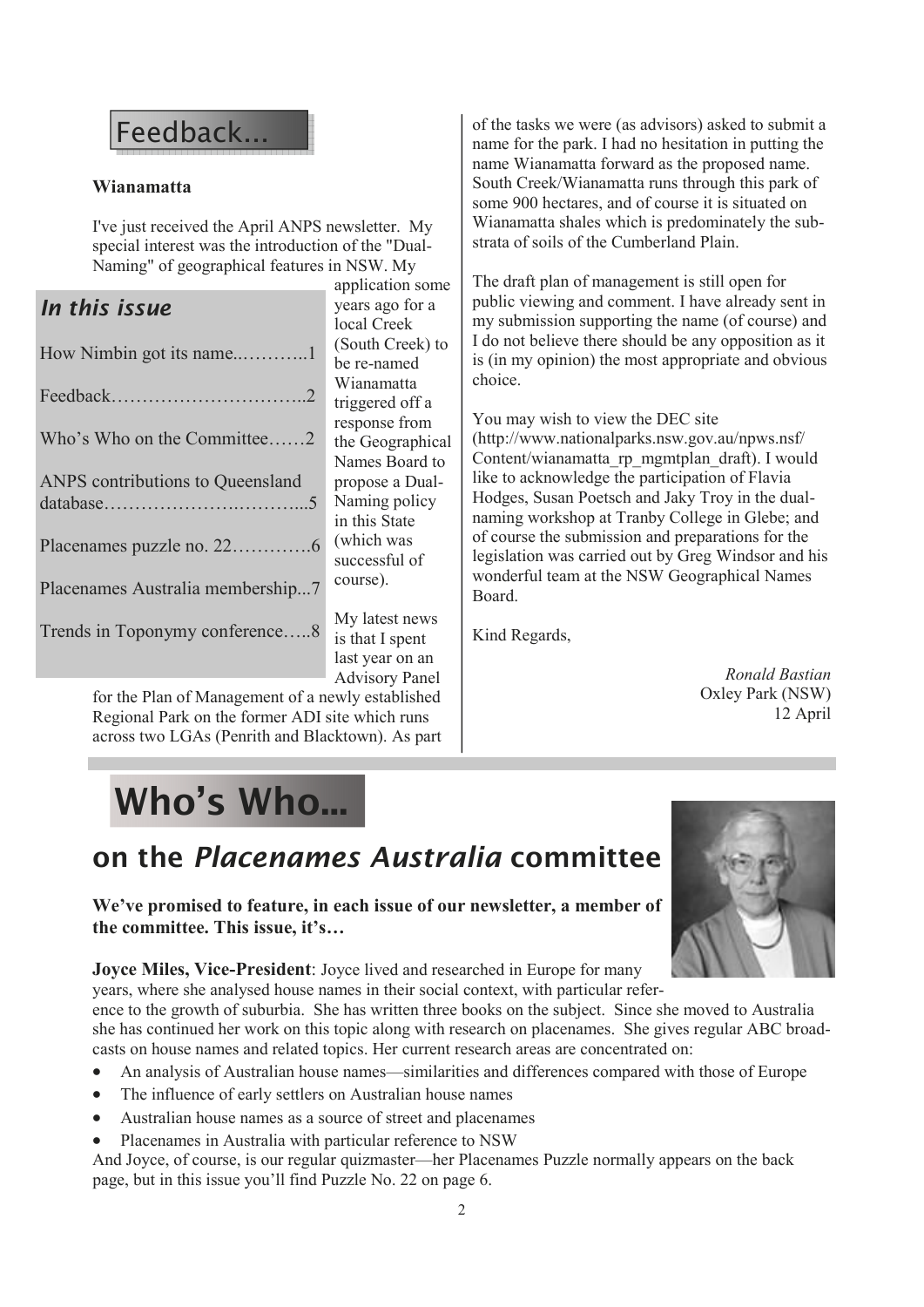# Feedback...

**Wianamatta**

I've just received the April ANPS newsletter. My special interest was the introduction of the "Dual-Naming" of geographical features in NSW. My application some years ago for a local Creek (South Creek) to be re-named Wianamatta triggered off a response from the Geographical Names Board to propose a Dual-Naming policy in this State (which was successful of course).

My latest news is that I spent last year on an Advisory Panel for the Plan of Management of a newly established Regional Park on the former ADI site which runs across two LGAs (Penrith and Blacktown). As part of the tasks we were (as advisors) asked to submit a name for the park. I had no hesitation in putting the name Wianamatta forward as the proposed name. South Creek/Wianamatta runs through this park of some 900 hectares, and of course it is situated on Wianamatta shales which is predominately the sub-strata of soils of the Cumberland Plain.

The draft plan of management is still open for public viewing and comment. I have already sent in my submission supporting the name (of course) and I do not believe there should be any opposition as it is (in my opinion) the most appropriate and obvious choice.

You may wish to view the DEC site (http://www.nationalparks.nsw.gov.au/npws.nsf/Content/wianamatta_rp_mgmtplan_draft). I would like to acknowledge the participation of Flavia Hodges, Susan Poetsch and Jaky Troy in the dual-naming workshop at Tranby College in Glebe; and of course the submission and preparations for the legislation was carried out by Greg Windsor and his wonderful team at the NSW Geographical Names Board.

Kind Regards,

*Ronald Bastian*
Oxley Park (NSW)
12 April

## *In this issue*

How Nimbin got its name..............1

Feedback..............................2

Who's Who on the Committee......2

ANPS contributions to Queensland database................................5

Placenames puzzle no. 22.............6

Placenames Australia membership...7

Trends in Toponymy conference.....8

# Who's Who...

## on the *Placenames Australia* committee

**We've promised to feature, in each issue of our newsletter, a member of the committee. This issue, it's…**

**Joyce Miles, Vice-President**: Joyce lived and researched in Europe for many years, where she analysed house names in their social context, with particular reference to the growth of suburbia. She has written three books on the subject. Since she moved to Australia she has continued her work on this topic along with research on placenames. She gives regular ABC broadcasts on house names and related topics. Her current research areas are concentrated on:

- An analysis of Australian house names—similarities and differences compared with those of Europe
- The influence of early settlers on Australian house names
- Australian house names as a source of street and placenames
- Placenames in Australia with particular reference to NSW

And Joyce, of course, is our regular quizmaster—her Placenames Puzzle normally appears on the back page, but in this issue you'll find Puzzle No. 22 on page 6.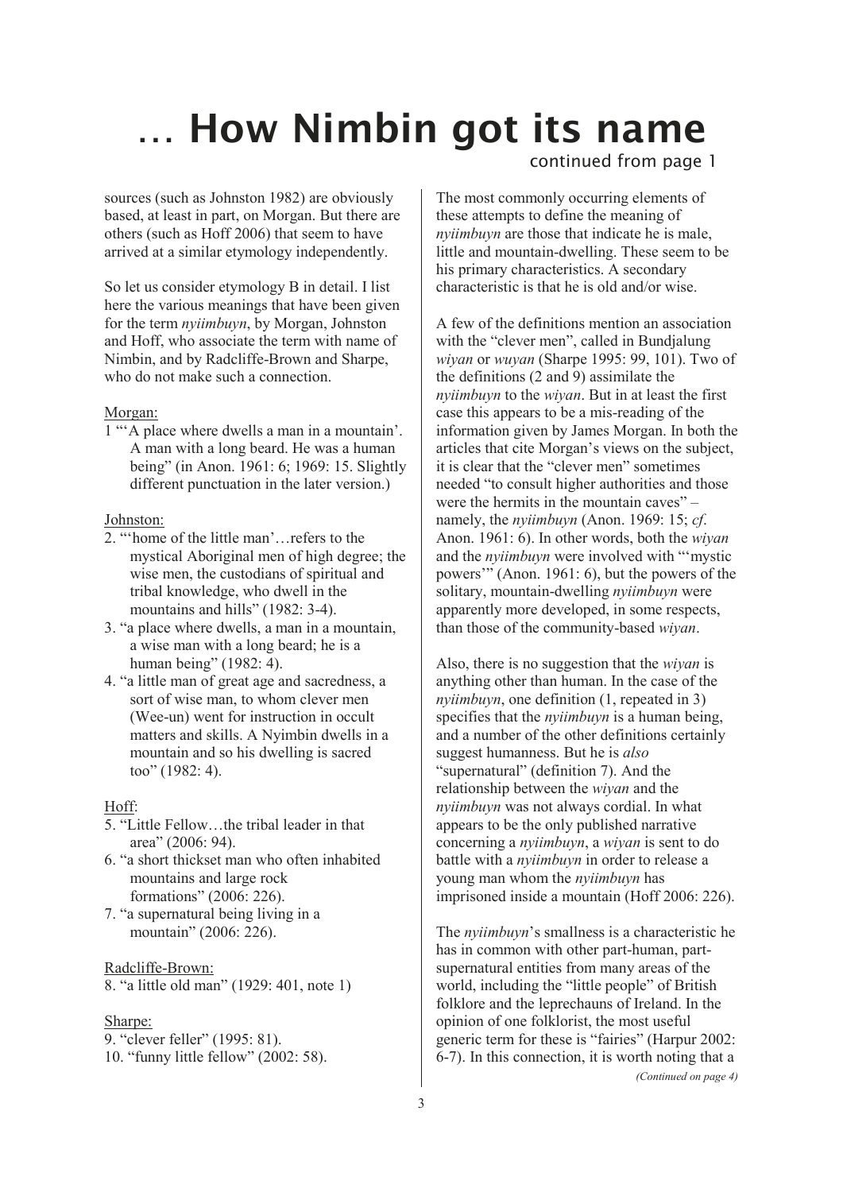# … How Nimbin got its name

continued from page 1

sources (such as Johnston 1982) are obviously based, at least in part, on Morgan. But there are others (such as Hoff 2006) that seem to have arrived at a similar etymology independently.

So let us consider etymology B in detail. I list here the various meanings that have been given for the term *nyiimbuyn*, by Morgan, Johnston and Hoff, who associate the term with name of Nimbin, and by Radcliffe-Brown and Sharpe, who do not make such a connection.

Morgan:

1 "'A place where dwells a man in a mountain'. A man with a long beard. He was a human being" (in Anon. 1961: 6; 1969: 15. Slightly different punctuation in the later version.)

Johnston:

2. "'home of the little man'…refers to the mystical Aboriginal men of high degree; the wise men, the custodians of spiritual and tribal knowledge, who dwell in the mountains and hills" (1982: 3-4).
3. "a place where dwells, a man in a mountain, a wise man with a long beard; he is a human being" (1982: 4).
4. "a little man of great age and sacredness, a sort of wise man, to whom clever men (Wee-un) went for instruction in occult matters and skills. A Nyimbin dwells in a mountain and so his dwelling is sacred too" (1982: 4).

Hoff:

5. "Little Fellow…the tribal leader in that area" (2006: 94).
6. "a short thickset man who often inhabited mountains and large rock formations" (2006: 226).
7. "a supernatural being living in a mountain" (2006: 226).

Radcliffe-Brown:

8. "a little old man" (1929: 401, note 1)

Sharpe:

9. "clever feller" (1995: 81).
10. "funny little fellow" (2002: 58).

The most commonly occurring elements of these attempts to define the meaning of *nyiimbuyn* are those that indicate he is male, little and mountain-dwelling. These seem to be his primary characteristics. A secondary characteristic is that he is old and/or wise.

A few of the definitions mention an association with the "clever men", called in Bundjalung *wiyan* or *wuyan* (Sharpe 1995: 99, 101). Two of the definitions (2 and 9) assimilate the *nyiimbuyn* to the *wiyan*. But in at least the first case this appears to be a mis-reading of the information given by James Morgan. In both the articles that cite Morgan's views on the subject, it is clear that the "clever men" sometimes needed "to consult higher authorities and those were the hermits in the mountain caves" – namely, the *nyiimbuyn* (Anon. 1969: 15; *cf*. Anon. 1961: 6). In other words, both the *wiyan* and the *nyiimbuyn* were involved with "'mystic powers'" (Anon. 1961: 6), but the powers of the solitary, mountain-dwelling *nyiimbuyn* were apparently more developed, in some respects, than those of the community-based *wiyan*.

Also, there is no suggestion that the *wiyan* is anything other than human. In the case of the *nyiimbuyn*, one definition (1, repeated in 3) specifies that the *nyiimbuyn* is a human being, and a number of the other definitions certainly suggest humanness. But he is *also* "supernatural" (definition 7). And the relationship between the *wiyan* and the *nyiimbuyn* was not always cordial. In what appears to be the only published narrative concerning a *nyiimbuyn*, a *wiyan* is sent to do battle with a *nyiimbuyn* in order to release a young man whom the *nyiimbuyn* has imprisoned inside a mountain (Hoff 2006: 226).

The *nyiimbuyn*'s smallness is a characteristic he has in common with other part-human, part-supernatural entities from many areas of the world, including the "little people" of British folklore and the leprechauns of Ireland. In the opinion of one folklorist, the most useful generic term for these is "fairies" (Harpur 2002: 6-7). In this connection, it is worth noting that a

*(Continued on page 4)*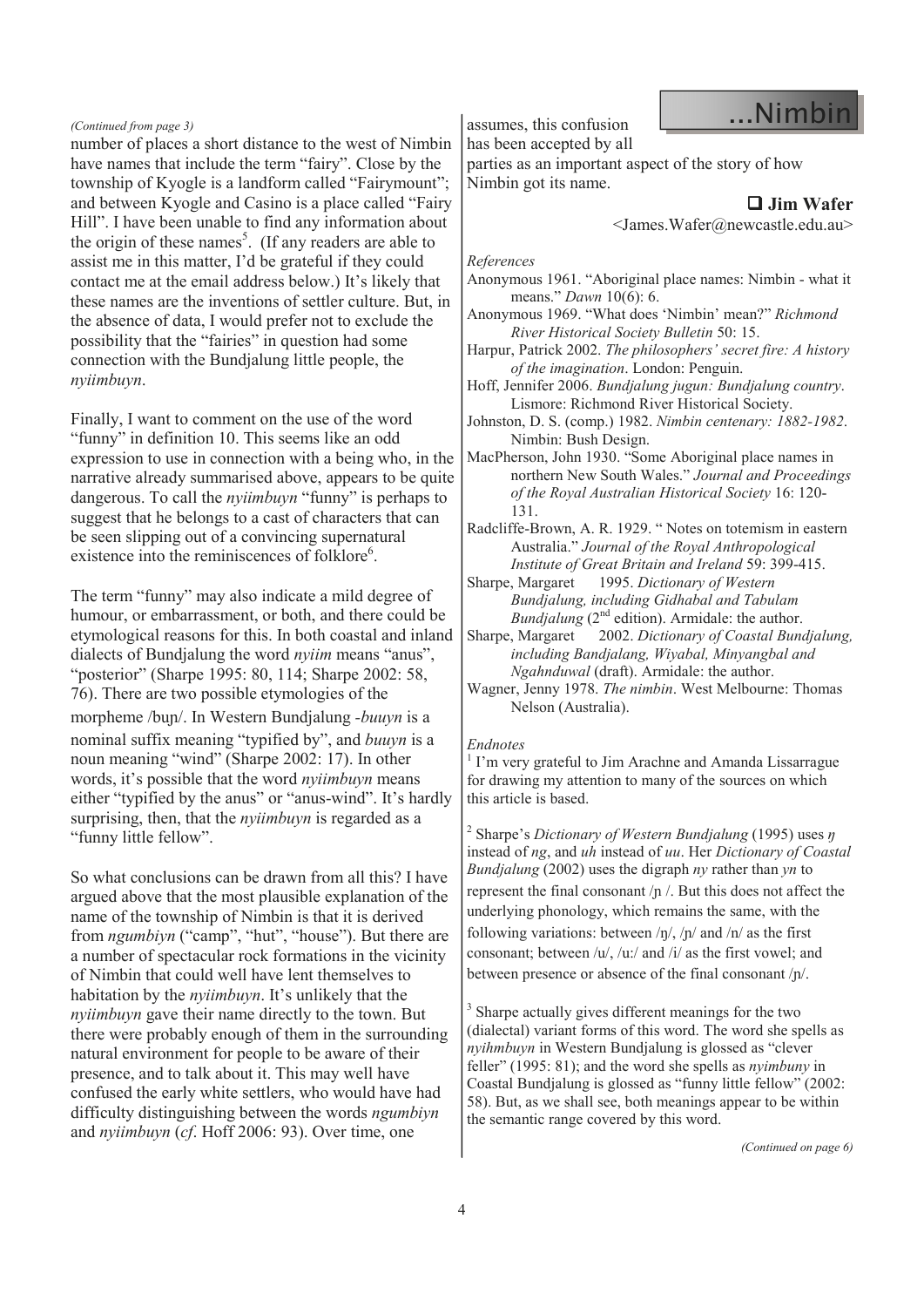*(Continued from page 3)*

number of places a short distance to the west of Nimbin have names that include the term "fairy". Close by the township of Kyogle is a landform called "Fairymount"; and between Kyogle and Casino is a place called "Fairy Hill". I have been unable to find any information about the origin of these names[5]. (If any readers are able to assist me in this matter, I'd be grateful if they could contact me at the email address below.) It's likely that these names are the inventions of settler culture. But, in the absence of data, I would prefer not to exclude the possibility that the "fairies" in question had some connection with the Bundjalung little people, the *nyiimbuyn*.

Finally, I want to comment on the use of the word "funny" in definition 10. This seems like an odd expression to use in connection with a being who, in the narrative already summarised above, appears to be quite dangerous. To call the *nyiimbuyn* "funny" is perhaps to suggest that he belongs to a cast of characters that can be seen slipping out of a convincing supernatural existence into the reminiscences of folklore[6].

The term "funny" may also indicate a mild degree of humour, or embarrassment, or both, and there could be etymological reasons for this. In both coastal and inland dialects of Bundjalung the word *nyiim* means "anus", "posterior" (Sharpe 1995: 80, 114; Sharpe 2002: 58, 76). There are two possible etymologies of the morpheme /buɲ/. In Western Bundjalung *-buuyn* is a nominal suffix meaning "typified by", and *buuyn* is a noun meaning "wind" (Sharpe 2002: 17). In other words, it's possible that the word *nyiimbuyn* means either "typified by the anus" or "anus-wind". It's hardly surprising, then, that the *nyiimbuyn* is regarded as a "funny little fellow".

So what conclusions can be drawn from all this? I have argued above that the most plausible explanation of the name of the township of Nimbin is that it is derived from *ngumbiyn* ("camp", "hut", "house"). But there are a number of spectacular rock formations in the vicinity of Nimbin that could well have lent themselves to habitation by the *nyiimbuyn*. It's unlikely that the *nyiimbuyn* gave their name directly to the town. But there were probably enough of them in the surrounding natural environment for people to be aware of their presence, and to talk about it. This may well have confused the early white settlers, who would have had difficulty distinguishing between the words *ngumbiyn* and *nyiimbuyn* (*cf*. Hoff 2006: 93). Over time, one assumes, this confusion has been accepted by all parties as an important aspect of the story of how Nimbin got its name.

**Jim Wafer**
<James.Wafer@newcastle.edu.au>

*References*

Anonymous 1961. "Aboriginal place names: Nimbin - what it means." *Dawn* 10(6): 6.

Anonymous 1969. "What does 'Nimbin' mean?" *Richmond River Historical Society Bulletin* 50: 15.

Harpur, Patrick 2002. *The philosophers' secret fire: A history of the imagination*. London: Penguin.

Hoff, Jennifer 2006. *Bundjalung jugun: Bundjalung country*. Lismore: Richmond River Historical Society.

Johnston, D. S. (comp.) 1982. *Nimbin centenary: 1882-1982*. Nimbin: Bush Design.

MacPherson, John 1930. "Some Aboriginal place names in northern New South Wales." *Journal and Proceedings of the Royal Australian Historical Society* 16: 120-131.

Radcliffe-Brown, A. R. 1929. " Notes on totemism in eastern Australia." *Journal of the Royal Anthropological Institute of Great Britain and Ireland* 59: 399-415.

Sharpe, Margaret 1995. *Dictionary of Western Bundjalung, including Gidhabal and Tabulam Bundjalung* (2nd edition). Armidale: the author.

Sharpe, Margaret 2002. *Dictionary of Coastal Bundjalung, including Bandjalang, Wiyabal, Minyangbal and Ngahnduwal* (draft). Armidale: the author.

Wagner, Jenny 1978. *The nimbin*. West Melbourne: Thomas Nelson (Australia).

*Endnotes*

[1] I'm very grateful to Jim Arachne and Amanda Lissarrague for drawing my attention to many of the sources on which this article is based.

[2] Sharpe's *Dictionary of Western Bundjalung* (1995) uses *ŋ* instead of *ng*, and *uh* instead of *uu*. Her *Dictionary of Coastal Bundjalung* (2002) uses the digraph *ny* rather than *yn* to represent the final consonant /ɲ /. But this does not affect the underlying phonology, which remains the same, with the following variations: between /ŋ/, /ɲ/ and /n/ as the first consonant; between /u/, /uː/ and /i/ as the first vowel; and between presence or absence of the final consonant /ɲ/.

[3] Sharpe actually gives different meanings for the two (dialectal) variant forms of this word. The word she spells as *nyihmbuyn* in Western Bundjalung is glossed as "clever feller" (1995: 81); and the word she spells as *nyimbuny* in Coastal Bundjalung is glossed as "funny little fellow" (2002: 58). But, as we shall see, both meanings appear to be within the semantic range covered by this word.

*(Continued on page 6)*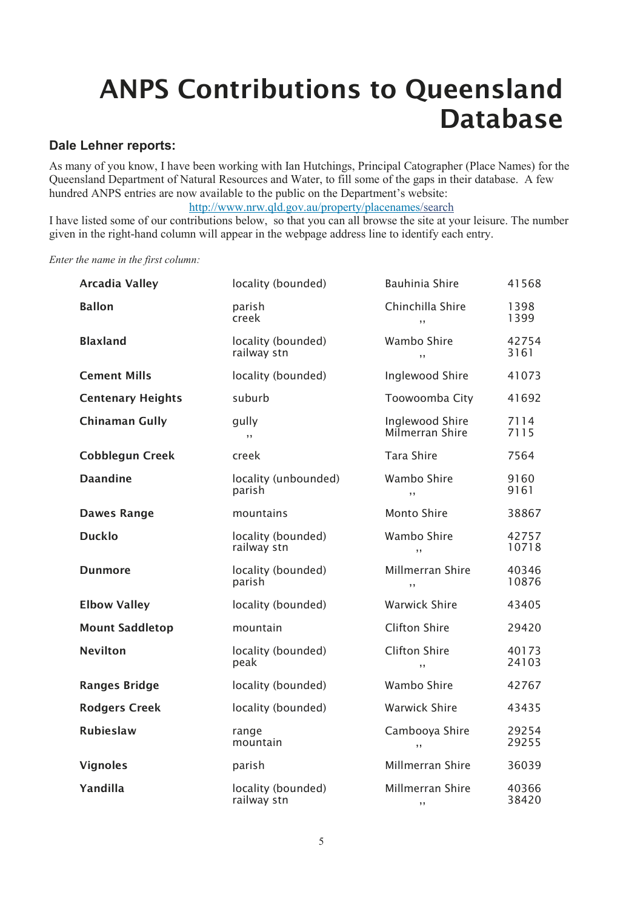# ANPS Contributions to Queensland Database

### Dale Lehner reports:

As many of you know, I have been working with Ian Hutchings, Principal Catographer (Place Names) for the Queensland Department of Natural Resources and Water, to fill some of the gaps in their database. A few hundred ANPS entries are now available to the public on the Department's website:

http://www.nrw.qld.gov.au/property/placenames/search

I have listed some of our contributions below, so that you can all browse the site at your leisure. The number given in the right-hand column will appear in the webpage address line to identify each entry.

*Enter the name in the first column:*

| Name | Type | Shire | Number |
|---|---|---|---|
| **Arcadia Valley** | locality (bounded) | Bauhinia Shire | 41568 |
| **Ballon** | parish | Chinchilla Shire | 1398 |
| | creek | ,, | 1399 |
| **Blaxland** | locality (bounded) | Wambo Shire | 42754 |
| | railway stn | ,, | 3161 |
| **Cement Mills** | locality (bounded) | Inglewood Shire | 41073 |
| **Centenary Heights** | suburb | Toowoomba City | 41692 |
| **Chinaman Gully** | gully | Inglewood Shire | 7114 |
| | ,, | Milmerran Shire | 7115 |
| **Cobblegun Creek** | creek | Tara Shire | 7564 |
| **Daandine** | locality (unbounded) | Wambo Shire | 9160 |
| | parish | ,, | 9161 |
| **Dawes Range** | mountains | Monto Shire | 38867 |
| **Ducklo** | locality (bounded) | Wambo Shire | 42757 |
| | railway stn | ,, | 10718 |
| **Dunmore** | locality (bounded) | Millmerran Shire | 40346 |
| | parish | ,, | 10876 |
| **Elbow Valley** | locality (bounded) | Warwick Shire | 43405 |
| **Mount Saddletop** | mountain | Clifton Shire | 29420 |
| **Nevilton** | locality (bounded) | Clifton Shire | 40173 |
| | peak | ,, | 24103 |
| **Ranges Bridge** | locality (bounded) | Wambo Shire | 42767 |
| **Rodgers Creek** | locality (bounded) | Warwick Shire | 43435 |
| **Rubieslaw** | range | Cambooya Shire | 29254 |
| | mountain | ,, | 29255 |
| **Vignoles** | parish | Millmerran Shire | 36039 |
| **Yandilla** | locality (bounded) | Millmerran Shire | 40366 |
| | railway stn | ,, | 38420 |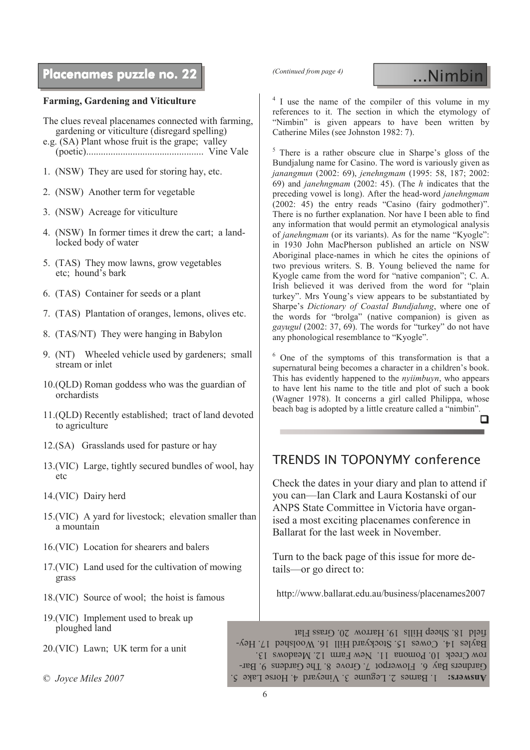## Placenames puzzle no. 22

**Farming, Gardening and Viticulture**

The clues reveal placenames connected with farming, gardening or viticulture (disregard spelling)

e.g. (SA) Plant whose fruit is the grape; valley (poetic)................................................ Vine Vale

1. (NSW) They are used for storing hay, etc.
2. (NSW) Another term for vegetable
3. (NSW) Acreage for viticulture
4. (NSW) In former times it drew the cart; a land-locked body of water
5. (TAS) They mow lawns, grow vegetables etc; hound's bark
6. (TAS) Container for seeds or a plant
7. (TAS) Plantation of oranges, lemons, olives etc.
8. (TAS/NT) They were hanging in Babylon
9. (NT) Wheeled vehicle used by gardeners; small stream or inlet
10. (QLD) Roman goddess who was the guardian of orchardists
11. (QLD) Recently established; tract of land devoted to agriculture
12. (SA) Grasslands used for pasture or hay
13. (VIC) Large, tightly secured bundles of wool, hay etc
14. (VIC) Dairy herd
15. (VIC) A yard for livestock; elevation smaller than a mountain
16. (VIC) Location for shearers and balers
17. (VIC) Land used for the cultivation of mowing grass
18. (VIC) Source of wool; the hoist is famous
19. (VIC) Implement used to break up ploughed land
20. (VIC) Lawn; UK term for a unit

© *Joyce Miles 2007*

**Answers:** 1. Barnes 2. Legume 3. Vineyard 4. Horse Lake 5. Gardners Bay 6. Flowerpot 7. Grove 8. The Gardens 9. Barrow Creek 10. Pomona 11. New Farm 12. Meadows 13. Bayles 14. Cowes 15. Stockyard Hill 16. Woolshed 17. Heyfield 18. Sheep Hills 19. Harrow 20. Grass Flat

*(Continued from page 4)*

## ...Nimbin

[4] I use the name of the compiler of this volume in my references to it. The section in which the etymology of "Nimbin" is given appears to have been written by Catherine Miles (see Johnston 1982: 7).

[5] There is a rather obscure clue in Sharpe's gloss of the Bundjalung name for Casino. The word is variously given as *janangmun* (2002: 69), *jenehngmam* (1995: 58, 187; 2002: 69) and *janehngmam* (2002: 45). (The *h* indicates that the preceding vowel is long). After the head-word *janehngmam* (2002: 45) the entry reads "Casino (fairy godmother)". There is no further explanation. Nor have I been able to find any information that would permit an etymological analysis of *janehngmam* (or its variants). As for the name "Kyogle": in 1930 John MacPherson published an article on NSW Aboriginal place-names in which he cites the opinions of two previous writers. S. B. Young believed the name for Kyogle came from the word for "native companion"; C. A. Irish believed it was derived from the word for "plain turkey". Mrs Young's view appears to be substantiated by Sharpe's *Dictionary of Coastal Bundjalung*, where one of the words for "brolga" (native companion) is given as *gayugul* (2002: 37, 69). The words for "turkey" do not have any phonological resemblance to "Kyogle".

[6] One of the symptoms of this transformation is that a supernatural being becomes a character in a children's book. This has evidently happened to the *nyiimbuyn*, who appears to have lent his name to the title and plot of such a book (Wagner 1978). It concerns a girl called Philippa, whose beach bag is adopted by a little creature called a "nimbin".

## TRENDS IN TOPONYMY conference

Check the dates in your diary and plan to attend if you can—Ian Clark and Laura Kostanski of our ANPS State Committee in Victoria have organised a most exciting placenames conference in Ballarat for the last week in November.

Turn to the back page of this issue for more details—or go direct to:

http://www.ballarat.edu.au/business/placenames2007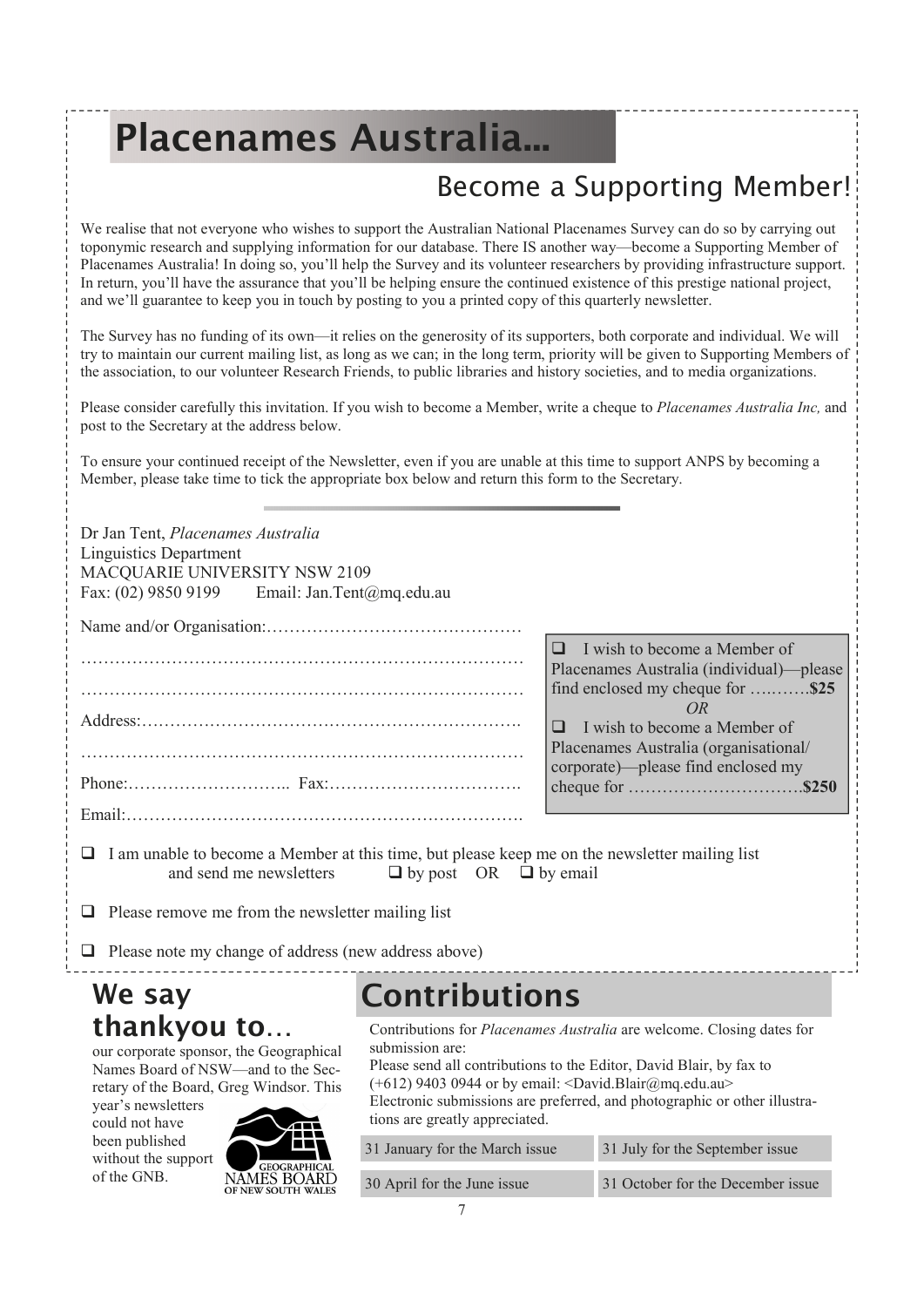# Placenames Australia...

## Become a Supporting Member!

We realise that not everyone who wishes to support the Australian National Placenames Survey can do so by carrying out toponymic research and supplying information for our database. There IS another way—become a Supporting Member of Placenames Australia! In doing so, you'll help the Survey and its volunteer researchers by providing infrastructure support. In return, you'll have the assurance that you'll be helping ensure the continued existence of this prestige national project, and we'll guarantee to keep you in touch by posting to you a printed copy of this quarterly newsletter.

The Survey has no funding of its own—it relies on the generosity of its supporters, both corporate and individual. We will try to maintain our current mailing list, as long as we can; in the long term, priority will be given to Supporting Members of the association, to our volunteer Research Friends, to public libraries and history societies, and to media organizations.

Please consider carefully this invitation. If you wish to become a Member, write a cheque to *Placenames Australia Inc,* and post to the Secretary at the address below.

To ensure your continued receipt of the Newsletter, even if you are unable at this time to support ANPS by becoming a Member, please take time to tick the appropriate box below and return this form to the Secretary.

---

Dr Jan Tent, *Placenames Australia*
Linguistics Department
MACQUARIE UNIVERSITY NSW 2109
Fax: (02) 9850 9199 Email: Jan.Tent@mq.edu.au

Name and/or Organisation:………………………………………

……………………………………………………………………

……………………………………………………………………

Address:…………………………………………………………

……………………………………………………………………

Phone:……………………….. Fax:…………………………….

Email:……………………………………………………………

❑ I wish to become a Member of Placenames Australia (individual)—please find enclosed my cheque for ….…….**$25**

*OR*

❑ I wish to become a Member of Placenames Australia (organisational/ corporate)—please find enclosed my cheque for ………………………….**$250**

❑ I am unable to become a Member at this time, but please keep me on the newsletter mailing list and send me newsletters ❑ by post OR ❑ by email

❑ Please remove me from the newsletter mailing list

❑ Please note my change of address (new address above)

## We say thankyou to…

our corporate sponsor, the Geographical Names Board of NSW—and to the Secretary of the Board, Greg Windsor. This year's newsletters could not have been published without the support of the GNB.

GEOGRAPHICAL NAMES BOARD OF NEW SOUTH WALES

## Contributions

Contributions for *Placenames Australia* are welcome. Closing dates for submission are:

Please send all contributions to the Editor, David Blair, by fax to (+612) 9403 0944 or by email: <David.Blair@mq.edu.au>
Electronic submissions are preferred, and photographic or other illustrations are greatly appreciated.

| | |
|---|---|
| 31 January for the March issue | 31 July for the September issue |
| 30 April for the June issue | 31 October for the December issue |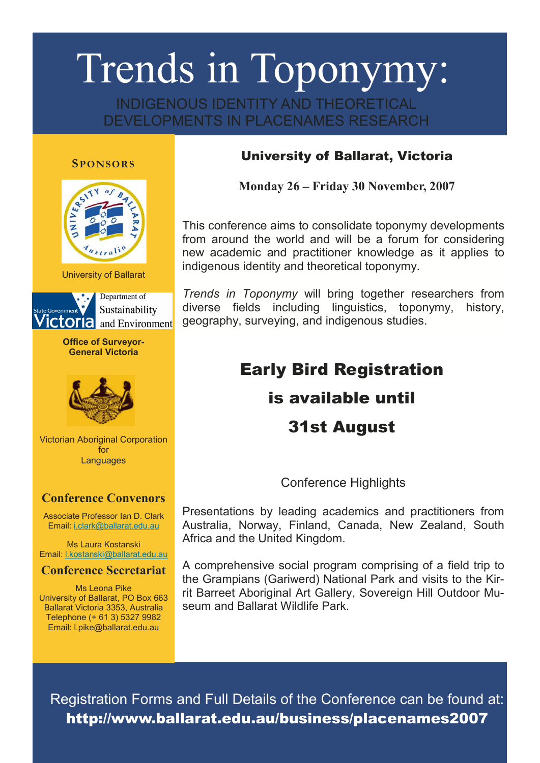# Trends in Toponymy:

## INDIGENOUS IDENTITY AND THEORETICAL DEVELOPMENTS IN PLACENAMES RESEARCH

### University of Ballarat, Victoria

**Monday 26 – Friday 30 November, 2007**

This conference aims to consolidate toponymy developments from around the world and will be a forum for considering new academic and practitioner knowledge as it applies to indigenous identity and theoretical toponymy.

*Trends in Toponymy* will bring together researchers from diverse fields including linguistics, toponymy, history, geography, surveying, and indigenous studies.

## Early Bird Registration is available until 31st August

Conference Highlights

Presentations by leading academics and practitioners from Australia, Norway, Finland, Canada, New Zealand, South Africa and the United Kingdom.

A comprehensive social program comprising of a field trip to the Grampians (Gariwerd) National Park and visits to the Kirrit Barreet Aboriginal Art Gallery, Sovereign Hill Outdoor Museum and Ballarat Wildlife Park.

### Sponsors

University of Ballarat

State Government Victoria – Department of Sustainability and Environment

**Office of Surveyor-General Victoria**

Victorian Aboriginal Corporation for Languages

### Conference Convenors

Associate Professor Ian D. Clark
Email: i.clark@ballarat.edu.au

Ms Laura Kostanski
Email: l.kostanski@ballarat.edu.au

### Conference Secretariat

Ms Leona Pike
University of Ballarat, PO Box 663
Ballarat Victoria 3353, Australia
Telephone (+ 61 3) 5327 9982
Email: l.pike@ballarat.edu.au

Registration Forms and Full Details of the Conference can be found at:
**http://www.ballarat.edu.au/business/placenames2007**